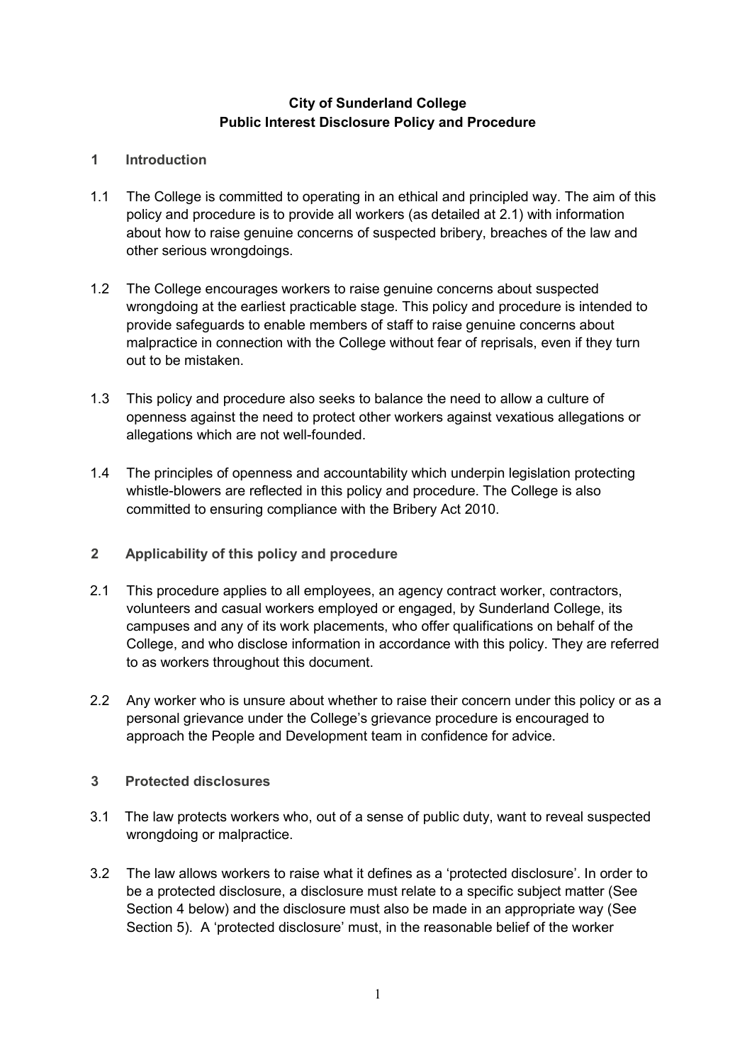# City of Sunderland College
# Public Interest Disclosure Policy and Procedure

## 1 Introduction

1.1 The College is committed to operating in an ethical and principled way. The aim of this policy and procedure is to provide all workers (as detailed at 2.1) with information about how to raise genuine concerns of suspected bribery, breaches of the law and other serious wrongdoings.

1.2 The College encourages workers to raise genuine concerns about suspected wrongdoing at the earliest practicable stage. This policy and procedure is intended to provide safeguards to enable members of staff to raise genuine concerns about malpractice in connection with the College without fear of reprisals, even if they turn out to be mistaken.

1.3 This policy and procedure also seeks to balance the need to allow a culture of openness against the need to protect other workers against vexatious allegations or allegations which are not well-founded.

1.4 The principles of openness and accountability which underpin legislation protecting whistle-blowers are reflected in this policy and procedure. The College is also committed to ensuring compliance with the Bribery Act 2010.

## 2 Applicability of this policy and procedure

2.1 This procedure applies to all employees, an agency contract worker, contractors, volunteers and casual workers employed or engaged, by Sunderland College, its campuses and any of its work placements, who offer qualifications on behalf of the College, and who disclose information in accordance with this policy. They are referred to as workers throughout this document.

2.2 Any worker who is unsure about whether to raise their concern under this policy or as a personal grievance under the College's grievance procedure is encouraged to approach the People and Development team in confidence for advice.

## 3 Protected disclosures

3.1 The law protects workers who, out of a sense of public duty, want to reveal suspected wrongdoing or malpractice.

3.2 The law allows workers to raise what it defines as a 'protected disclosure'. In order to be a protected disclosure, a disclosure must relate to a specific subject matter (See Section 4 below) and the disclosure must also be made in an appropriate way (See Section 5). A 'protected disclosure' must, in the reasonable belief of the worker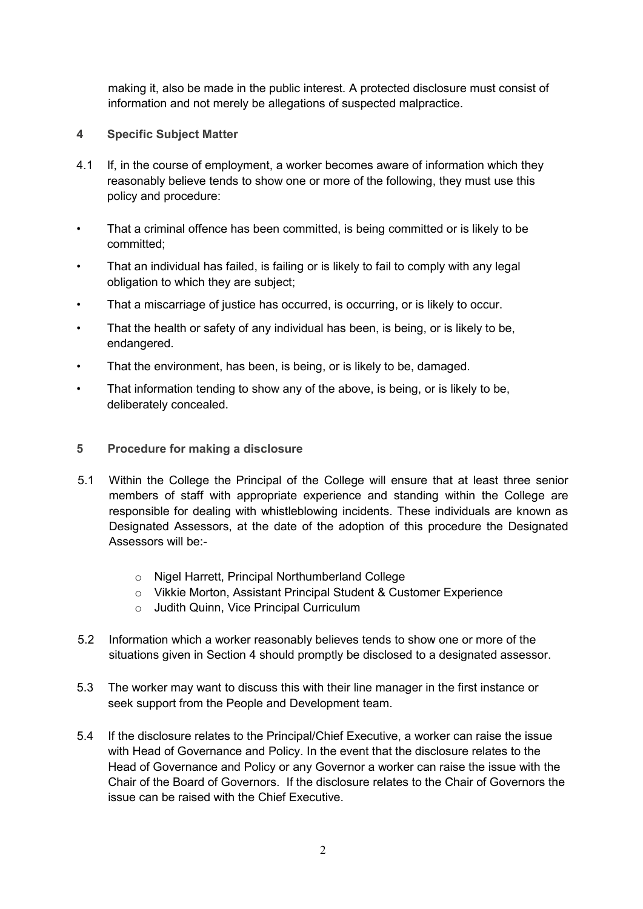making it, also be made in the public interest. A protected disclosure must consist of information and not merely be allegations of suspected malpractice.

## 4 Specific Subject Matter

4.1 If, in the course of employment, a worker becomes aware of information which they reasonably believe tends to show one or more of the following, they must use this policy and procedure:

- That a criminal offence has been committed, is being committed or is likely to be committed;
- That an individual has failed, is failing or is likely to fail to comply with any legal obligation to which they are subject;
- That a miscarriage of justice has occurred, is occurring, or is likely to occur.
- That the health or safety of any individual has been, is being, or is likely to be, endangered.
- That the environment, has been, is being, or is likely to be, damaged.
- That information tending to show any of the above, is being, or is likely to be, deliberately concealed.

## 5 Procedure for making a disclosure

5.1 Within the College the Principal of the College will ensure that at least three senior members of staff with appropriate experience and standing within the College are responsible for dealing with whistleblowing incidents. These individuals are known as Designated Assessors, at the date of the adoption of this procedure the Designated Assessors will be:-

- Nigel Harrett, Principal Northumberland College
- Vikkie Morton, Assistant Principal Student & Customer Experience
- Judith Quinn, Vice Principal Curriculum

5.2 Information which a worker reasonably believes tends to show one or more of the situations given in Section 4 should promptly be disclosed to a designated assessor.

5.3 The worker may want to discuss this with their line manager in the first instance or seek support from the People and Development team.

5.4 If the disclosure relates to the Principal/Chief Executive, a worker can raise the issue with Head of Governance and Policy. In the event that the disclosure relates to the Head of Governance and Policy or any Governor a worker can raise the issue with the Chair of the Board of Governors. If the disclosure relates to the Chair of Governors the issue can be raised with the Chief Executive.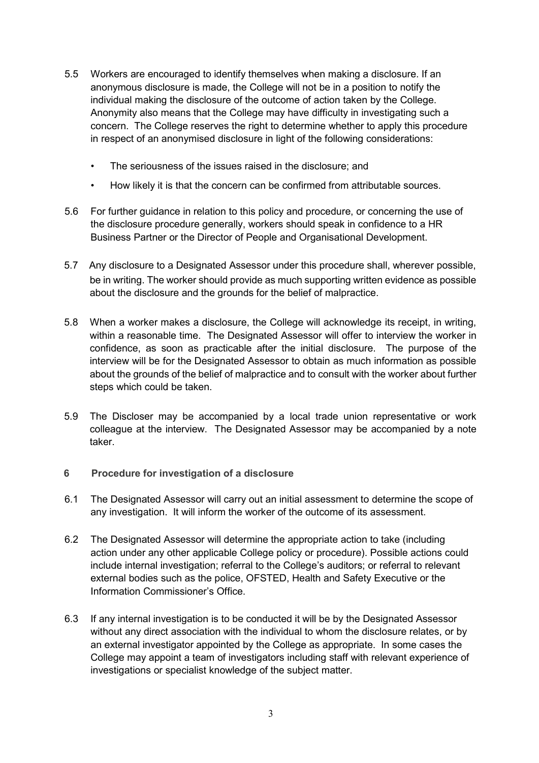5.5 Workers are encouraged to identify themselves when making a disclosure. If an anonymous disclosure is made, the College will not be in a position to notify the individual making the disclosure of the outcome of action taken by the College. Anonymity also means that the College may have difficulty in investigating such a concern. The College reserves the right to determine whether to apply this procedure in respect of an anonymised disclosure in light of the following considerations:

- The seriousness of the issues raised in the disclosure; and
- How likely it is that the concern can be confirmed from attributable sources.

5.6 For further guidance in relation to this policy and procedure, or concerning the use of the disclosure procedure generally, workers should speak in confidence to a HR Business Partner or the Director of People and Organisational Development.

5.7 Any disclosure to a Designated Assessor under this procedure shall, wherever possible, be in writing. The worker should provide as much supporting written evidence as possible about the disclosure and the grounds for the belief of malpractice.

5.8 When a worker makes a disclosure, the College will acknowledge its receipt, in writing, within a reasonable time. The Designated Assessor will offer to interview the worker in confidence, as soon as practicable after the initial disclosure. The purpose of the interview will be for the Designated Assessor to obtain as much information as possible about the grounds of the belief of malpractice and to consult with the worker about further steps which could be taken.

5.9 The Discloser may be accompanied by a local trade union representative or work colleague at the interview. The Designated Assessor may be accompanied by a note taker.

## 6 Procedure for investigation of a disclosure

6.1 The Designated Assessor will carry out an initial assessment to determine the scope of any investigation. It will inform the worker of the outcome of its assessment.

6.2 The Designated Assessor will determine the appropriate action to take (including action under any other applicable College policy or procedure). Possible actions could include internal investigation; referral to the College's auditors; or referral to relevant external bodies such as the police, OFSTED, Health and Safety Executive or the Information Commissioner's Office.

6.3 If any internal investigation is to be conducted it will be by the Designated Assessor without any direct association with the individual to whom the disclosure relates, or by an external investigator appointed by the College as appropriate. In some cases the College may appoint a team of investigators including staff with relevant experience of investigations or specialist knowledge of the subject matter.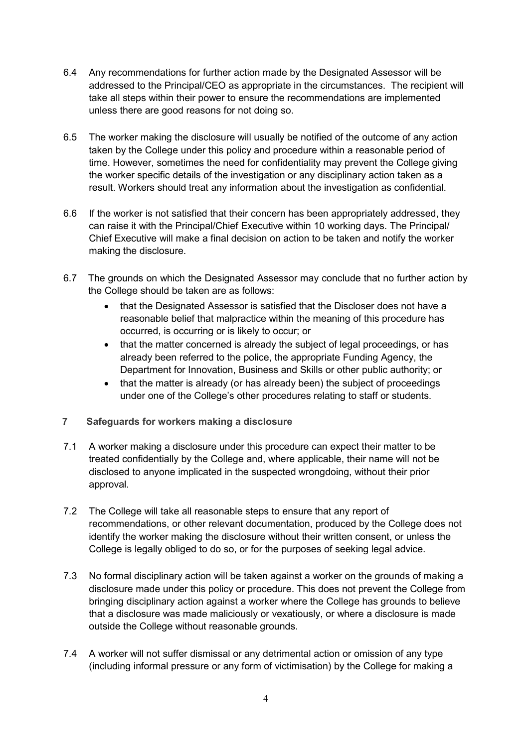6.4 Any recommendations for further action made by the Designated Assessor will be addressed to the Principal/CEO as appropriate in the circumstances. The recipient will take all steps within their power to ensure the recommendations are implemented unless there are good reasons for not doing so.

6.5 The worker making the disclosure will usually be notified of the outcome of any action taken by the College under this policy and procedure within a reasonable period of time. However, sometimes the need for confidentiality may prevent the College giving the worker specific details of the investigation or any disciplinary action taken as a result. Workers should treat any information about the investigation as confidential.

6.6 If the worker is not satisfied that their concern has been appropriately addressed, they can raise it with the Principal/Chief Executive within 10 working days. The Principal/ Chief Executive will make a final decision on action to be taken and notify the worker making the disclosure.

6.7 The grounds on which the Designated Assessor may conclude that no further action by the College should be taken are as follows:

- that the Designated Assessor is satisfied that the Discloser does not have a reasonable belief that malpractice within the meaning of this procedure has occurred, is occurring or is likely to occur; or
- that the matter concerned is already the subject of legal proceedings, or has already been referred to the police, the appropriate Funding Agency, the Department for Innovation, Business and Skills or other public authority; or
- that the matter is already (or has already been) the subject of proceedings under one of the College's other procedures relating to staff or students.

## 7 Safeguards for workers making a disclosure

7.1 A worker making a disclosure under this procedure can expect their matter to be treated confidentially by the College and, where applicable, their name will not be disclosed to anyone implicated in the suspected wrongdoing, without their prior approval.

7.2 The College will take all reasonable steps to ensure that any report of recommendations, or other relevant documentation, produced by the College does not identify the worker making the disclosure without their written consent, or unless the College is legally obliged to do so, or for the purposes of seeking legal advice.

7.3 No formal disciplinary action will be taken against a worker on the grounds of making a disclosure made under this policy or procedure. This does not prevent the College from bringing disciplinary action against a worker where the College has grounds to believe that a disclosure was made maliciously or vexatiously, or where a disclosure is made outside the College without reasonable grounds.

7.4 A worker will not suffer dismissal or any detrimental action or omission of any type (including informal pressure or any form of victimisation) by the College for making a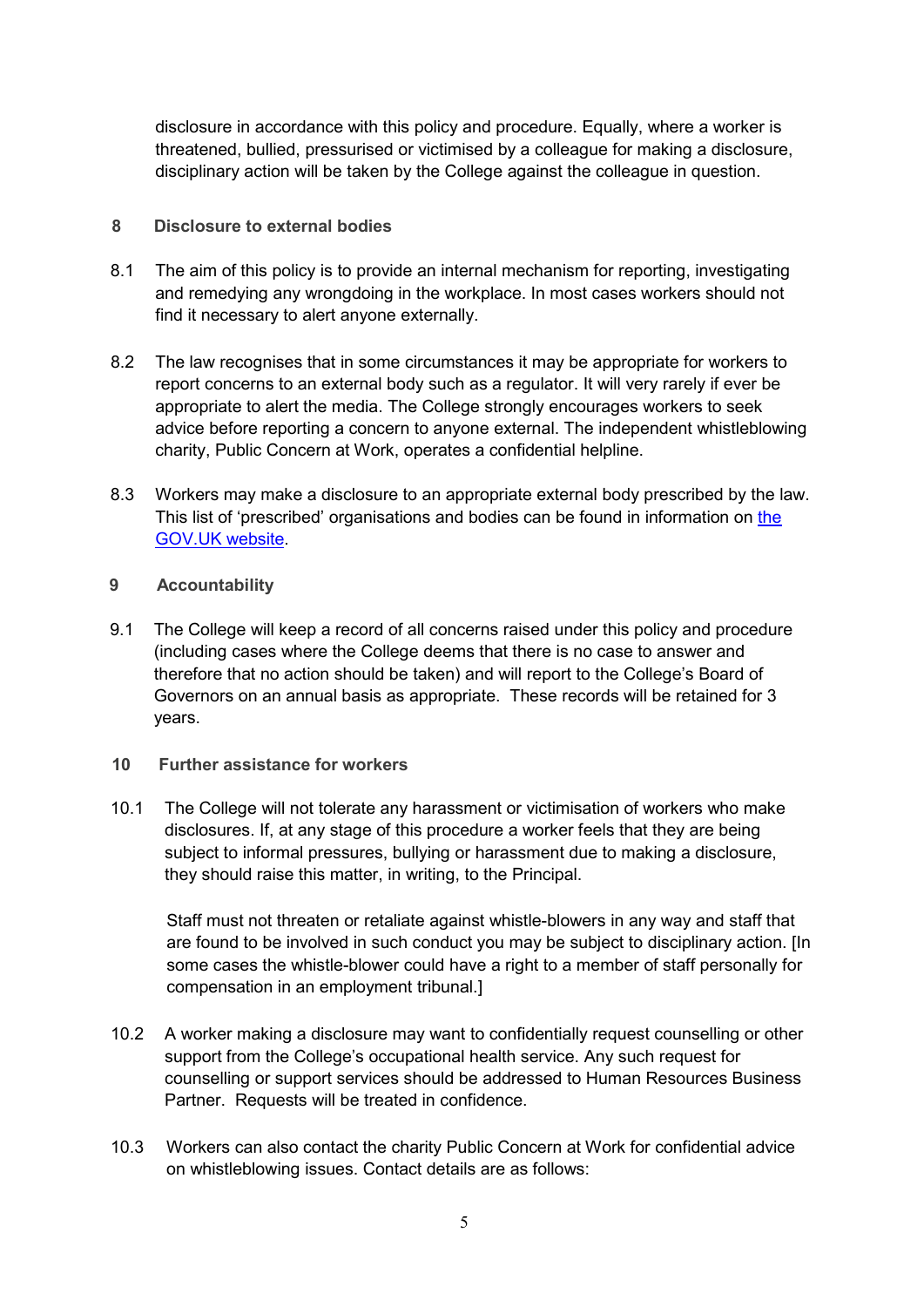disclosure in accordance with this policy and procedure. Equally, where a worker is threatened, bullied, pressurised or victimised by a colleague for making a disclosure, disciplinary action will be taken by the College against the colleague in question.

## 8 Disclosure to external bodies

8.1 The aim of this policy is to provide an internal mechanism for reporting, investigating and remedying any wrongdoing in the workplace. In most cases workers should not find it necessary to alert anyone externally.

8.2 The law recognises that in some circumstances it may be appropriate for workers to report concerns to an external body such as a regulator. It will very rarely if ever be appropriate to alert the media. The College strongly encourages workers to seek advice before reporting a concern to anyone external. The independent whistleblowing charity, Public Concern at Work, operates a confidential helpline.

8.3 Workers may make a disclosure to an appropriate external body prescribed by the law. This list of 'prescribed' organisations and bodies can be found in information on the GOV.UK website.

## 9 Accountability

9.1 The College will keep a record of all concerns raised under this policy and procedure (including cases where the College deems that there is no case to answer and therefore that no action should be taken) and will report to the College's Board of Governors on an annual basis as appropriate. These records will be retained for 3 years.

## 10 Further assistance for workers

10.1 The College will not tolerate any harassment or victimisation of workers who make disclosures. If, at any stage of this procedure a worker feels that they are being subject to informal pressures, bullying or harassment due to making a disclosure, they should raise this matter, in writing, to the Principal.

Staff must not threaten or retaliate against whistle-blowers in any way and staff that are found to be involved in such conduct you may be subject to disciplinary action. [In some cases the whistle-blower could have a right to a member of staff personally for compensation in an employment tribunal.]

10.2 A worker making a disclosure may want to confidentially request counselling or other support from the College's occupational health service. Any such request for counselling or support services should be addressed to Human Resources Business Partner. Requests will be treated in confidence.

10.3 Workers can also contact the charity Public Concern at Work for confidential advice on whistleblowing issues. Contact details are as follows: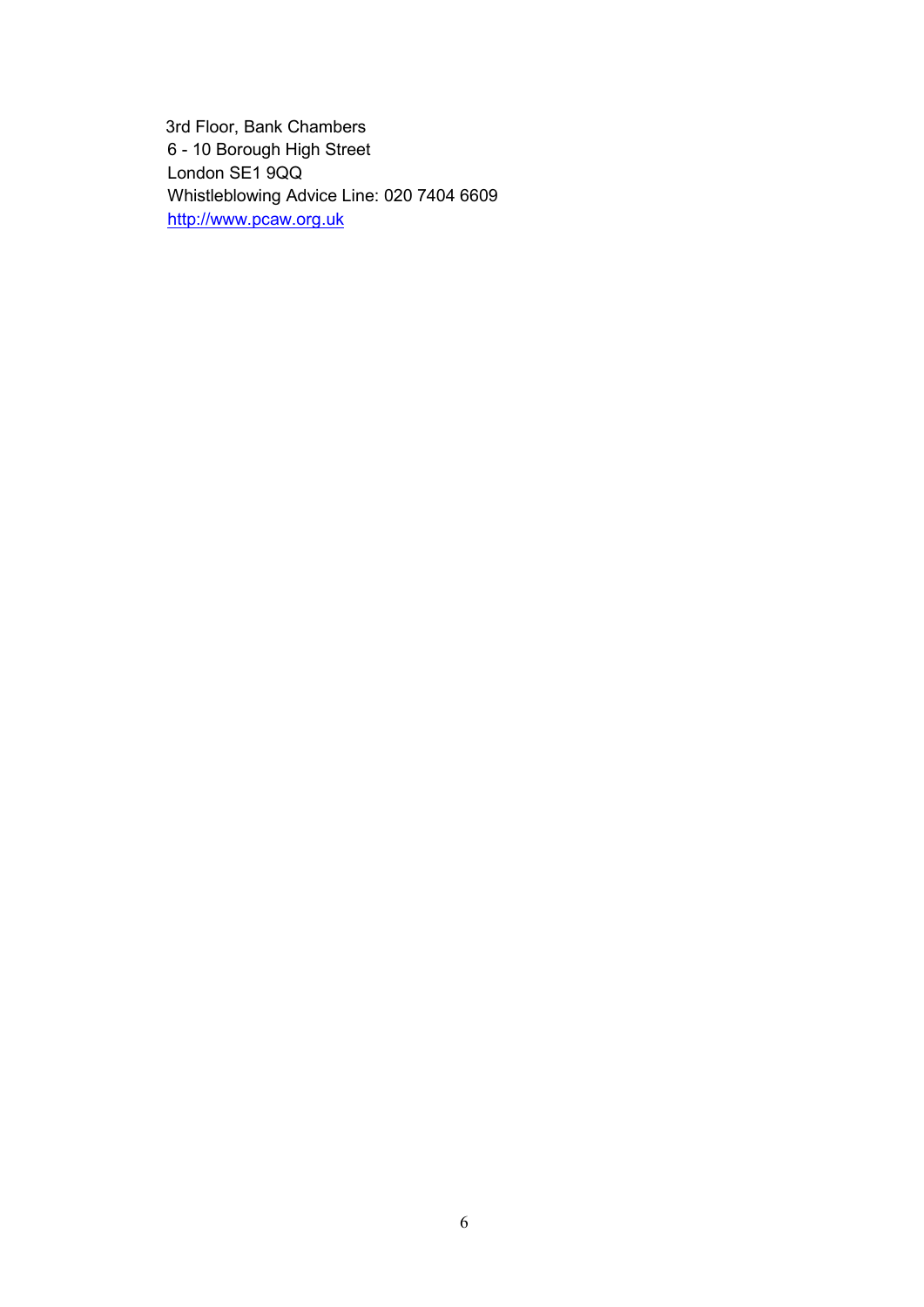3rd Floor, Bank Chambers
6 - 10 Borough High Street
London SE1 9QQ
Whistleblowing Advice Line: 020 7404 6609
[http://www.pcaw.org.uk](http://www.pcaw.org.uk)